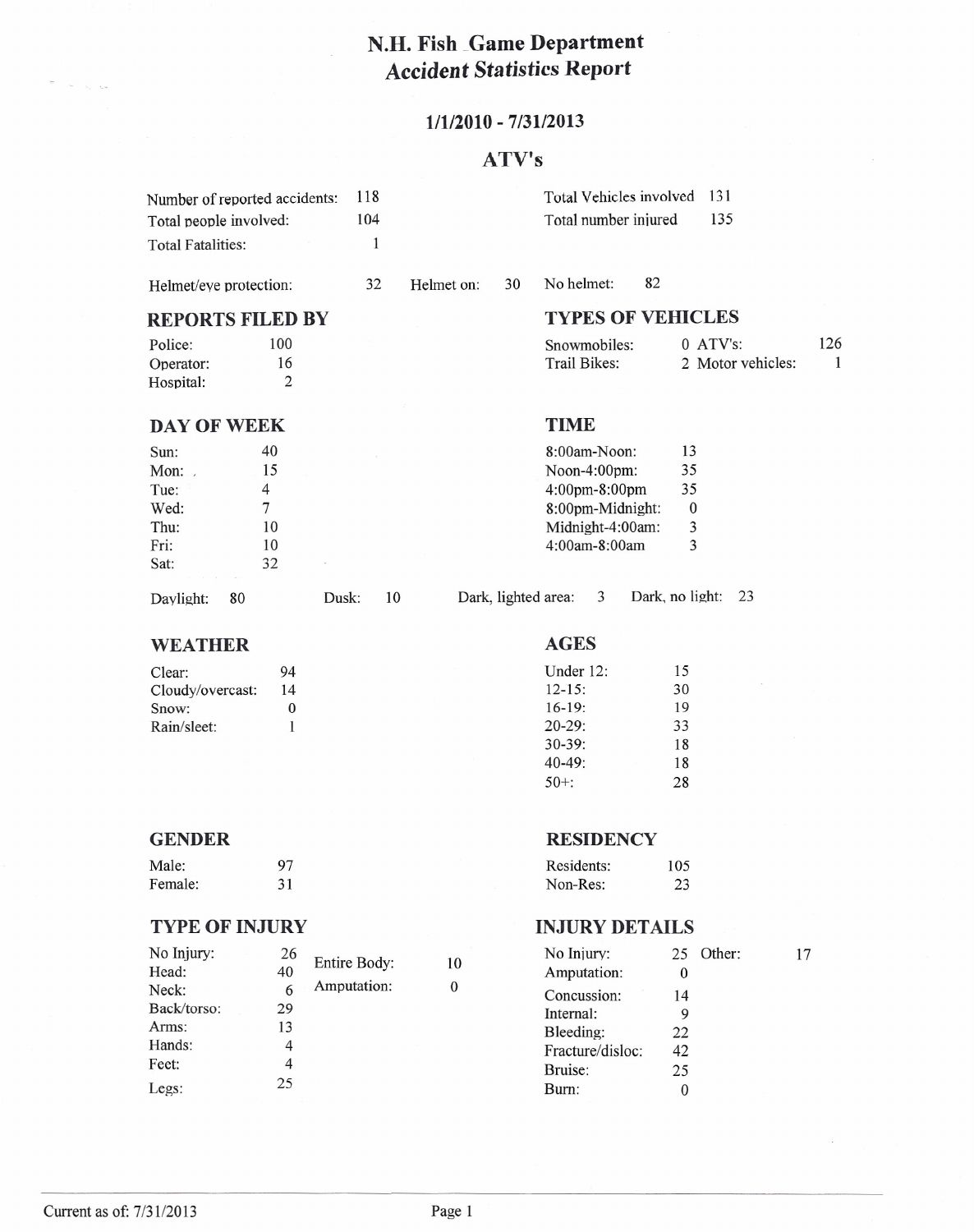# N.H. Fish Game Department
# Accident Statistics Report

## 1/1/2010 - 7/31/2013

## ATV's

| | | | |
|---|---|---|---|
| Number of reported accidents: | 118 | Total Vehicles involved | 131 |
| Total people involved: | 104 | Total number injured | 135 |
| Total Fatalities: | 1 | | |

Helmet/eye protection: 32 Helmet on: 30 No helmet: 82

### REPORTS FILED BY

| | |
|---|---|
| Police: | 100 |
| Operator: | 16 |
| Hospital: | 2 |

### TYPES OF VEHICLES

| | | | |
|---|---|---|---|
| Snowmobiles: | 0 | ATV's: | 126 |
| Trail Bikes: | 2 | Motor vehicles: | 1 |

### DAY OF WEEK

| | |
|---|---|
| Sun: | 40 |
| Mon: | 15 |
| Tue: | 4 |
| Wed: | 7 |
| Thu: | 10 |
| Fri: | 10 |
| Sat: | 32 |

### TIME

| | |
|---|---|
| 8:00am-Noon: | 13 |
| Noon-4:00pm: | 35 |
| 4:00pm-8:00pm | 35 |
| 8:00pm-Midnight: | 0 |
| Midnight-4:00am: | 3 |
| 4:00am-8:00am | 3 |

Daylight: 80 Dusk: 10 Dark, lighted area: 3 Dark, no light: 23

### WEATHER

| | |
|---|---|
| Clear: | 94 |
| Cloudy/overcast: | 14 |
| Snow: | 0 |
| Rain/sleet: | 1 |

### AGES

| | |
|---|---|
| Under 12: | 15 |
| 12-15: | 30 |
| 16-19: | 19 |
| 20-29: | 33 |
| 30-39: | 18 |
| 40-49: | 18 |
| 50+: | 28 |

### GENDER

| | |
|---|---|
| Male: | 97 |
| Female: | 31 |

### RESIDENCY

| | |
|---|---|
| Residents: | 105 |
| Non-Res: | 23 |

### TYPE OF INJURY

| | | | |
|---|---|---|---|
| No Injury: | 26 | Entire Body: | 10 |
| Head: | 40 | Amputation: | 0 |
| Neck: | 6 | | |
| Back/torso: | 29 | | |
| Arms: | 13 | | |
| Hands: | 4 | | |
| Feet: | 4 | | |
| Legs: | 25 | | |

### INJURY DETAILS

| | | | |
|---|---|---|---|
| No Injury: | 25 | Other: | 17 |
| Amputation: | 0 | | |
| Concussion: | 14 | | |
| Internal: | 9 | | |
| Bleeding: | 22 | | |
| Fracture/disloc: | 42 | | |
| Bruise: | 25 | | |
| Burn: | 0 | | |

Current as of: 7/31/2013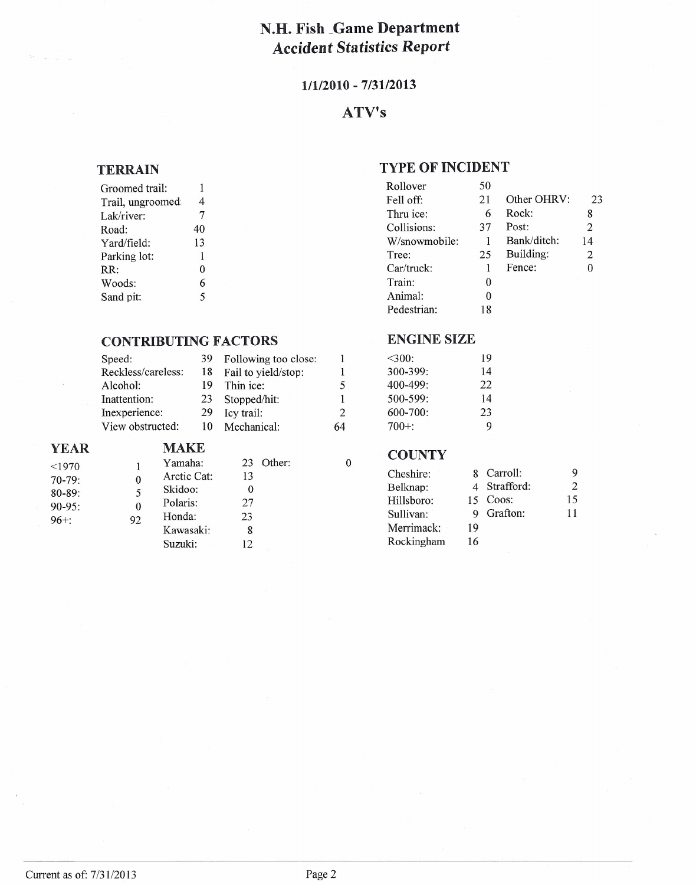# N.H. Fish _Game Department
## *Accident Statistics Report*

### 1/1/2010 - 7/31/2013

### ATV's

#### TERRAIN

| | |
|---|---|
| Groomed trail: | 1 |
| Trail, ungroomed: | 4 |
| Lak/river: | 7 |
| Road: | 40 |
| Yard/field: | 13 |
| Parking lot: | 1 |
| RR: | 0 |
| Woods: | 6 |
| Sand pit: | 5 |

#### TYPE OF INCIDENT

| | | | |
|---|---|---|---|
| Rollover | 50 | | |
| Fell off: | 21 | Other OHRV: | 23 |
| Thru ice: | 6 | Rock: | 8 |
| Collisions: | 37 | Post: | 2 |
| W/snowmobile: | 1 | Bank/ditch: | 14 |
| Tree: | 25 | Building: | 2 |
| Car/truck: | 1 | Fence: | 0 |
| Train: | 0 | | |
| Animal: | 0 | | |
| Pedestrian: | 18 | | |

#### CONTRIBUTING FACTORS

| | | | |
|---|---|---|---|
| Speed: | 39 | Following too close: | 1 |
| Reckless/careless: | 18 | Fail to yield/stop: | 1 |
| Alcohol: | 19 | Thin ice: | 5 |
| Inattention: | 23 | Stopped/hit: | 1 |
| Inexperience: | 29 | Icy trail: | 2 |
| View obstructed: | 10 | Mechanical: | 64 |

#### ENGINE SIZE

| | |
|---|---|
| <300: | 19 |
| 300-399: | 14 |
| 400-499: | 22 |
| 500-599: | 14 |
| 600-700: | 23 |
| 700+: | 9 |

#### YEAR

| | |
|---|---|
| <1970 | 1 |
| 70-79: | 0 |
| 80-89: | 5 |
| 90-95: | 0 |
| 96+: | 92 |

#### MAKE

| | | | |
|---|---|---|---|
| Yamaha: | 23 | Other: | 0 |
| Arctic Cat: | 13 | | |
| Skidoo: | 0 | | |
| Polaris: | 27 | | |
| Honda: | 23 | | |
| Kawasaki: | 8 | | |
| Suzuki: | 12 | | |

#### COUNTY

| | | | |
|---|---|---|---|
| Cheshire: | 8 | Carroll: | 9 |
| Belknap: | 4 | Strafford: | 2 |
| Hillsboro: | 15 | Coos: | 15 |
| Sullivan: | 9 | Grafton: | 11 |
| Merrimack: | 19 | | |
| Rockingham | 16 | | |

Current as of: 7/31/2013